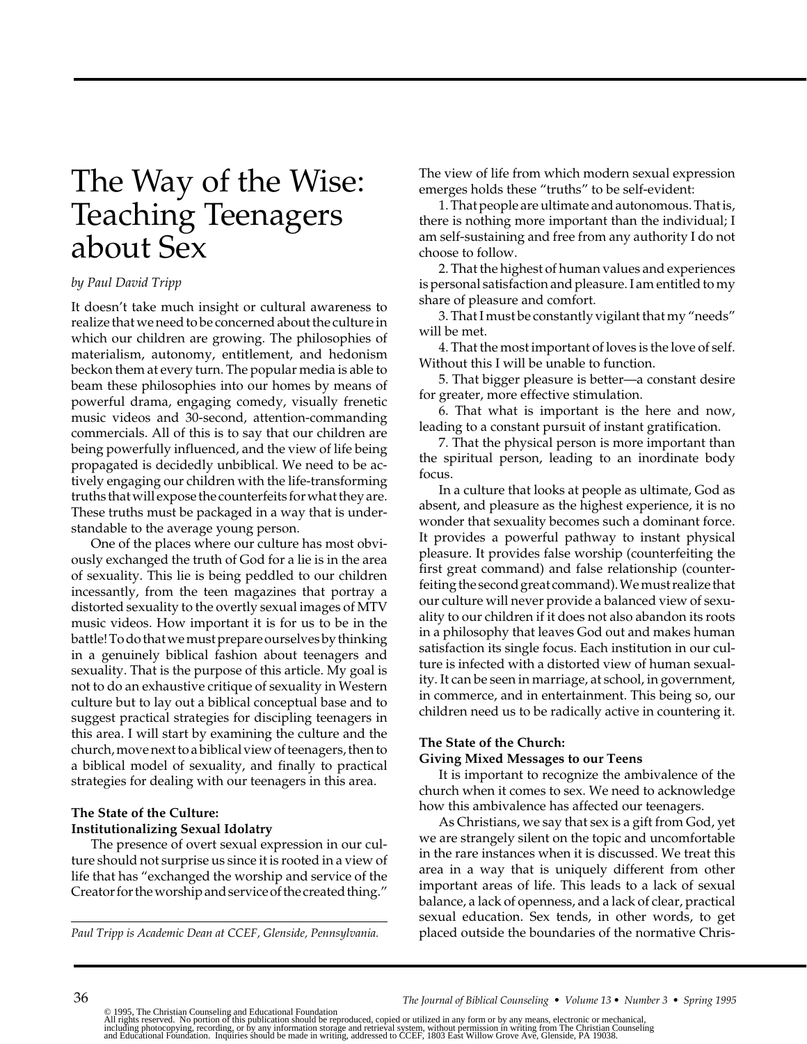# The Way of the Wise: Teaching Teenagers about Sex

*by Paul David Tripp*

It doesn't take much insight or cultural awareness to realize that we need to be concerned about the culture in which our children are growing. The philosophies of materialism, autonomy, entitlement, and hedonism beckon them at every turn. The popular media is able to beam these philosophies into our homes by means of powerful drama, engaging comedy, visually frenetic music videos and 30-second, attention-commanding commercials. All of this is to say that our children are being powerfully influenced, and the view of life being propagated is decidedly unbiblical. We need to be actively engaging our children with the life-transforming truths that will expose the counterfeits for what they are. These truths must be packaged in a way that is understandable to the average young person.

One of the places where our culture has most obviously exchanged the truth of God for a lie is in the area of sexuality. This lie is being peddled to our children incessantly, from the teen magazines that portray a distorted sexuality to the overtly sexual images of MTV music videos. How important it is for us to be in the battle! To do that we must prepare ourselves by thinking in a genuinely biblical fashion about teenagers and sexuality. That is the purpose of this article. My goal is not to do an exhaustive critique of sexuality in Western culture but to lay out a biblical conceptual base and to suggest practical strategies for discipling teenagers in this area. I will start by examining the culture and the church, move next to a biblical view of teenagers, then to a biblical model of sexuality, and finally to practical strategies for dealing with our teenagers in this area.

**The State of the Culture: Institutionalizing Sexual Idolatry**

The presence of overt sexual expression in our culture should not surprise us since it is rooted in a view of life that has "exchanged the worship and service of the Creator for the worship and service of the created thing." The view of life from which modern sexual expression emerges holds these "truths" to be self-evident:

1. That people are ultimate and autonomous. That is, there is nothing more important than the individual; I am self-sustaining and free from any authority I do not choose to follow.
2. That the highest of human values and experiences is personal satisfaction and pleasure. I am entitled to my share of pleasure and comfort.
3. That I must be constantly vigilant that my "needs" will be met.
4. That the most important of loves is the love of self. Without this I will be unable to function.
5. That bigger pleasure is better—a constant desire for greater, more effective stimulation.
6. That what is important is the here and now, leading to a constant pursuit of instant gratification.
7. That the physical person is more important than the spiritual person, leading to an inordinate body focus.

In a culture that looks at people as ultimate, God as absent, and pleasure as the highest experience, it is no wonder that sexuality becomes such a dominant force. It provides a powerful pathway to instant physical pleasure. It provides false worship (counterfeiting the first great command) and false relationship (counterfeiting the second great command). We must realize that our culture will never provide a balanced view of sexuality to our children if it does not also abandon its roots in a philosophy that leaves God out and makes human satisfaction its single focus. Each institution in our culture is infected with a distorted view of human sexuality. It can be seen in marriage, at school, in government, in commerce, and in entertainment. This being so, our children need us to be radically active in countering it.

**The State of the Church: Giving Mixed Messages to our Teens**

It is important to recognize the ambivalence of the church when it comes to sex. We need to acknowledge how this ambivalence has affected our teenagers.

As Christians, we say that sex is a gift from God, yet we are strangely silent on the topic and uncomfortable in the rare instances when it is discussed. We treat this area in a way that is uniquely different from other important areas of life. This leads to a lack of sexual balance, a lack of openness, and a lack of clear, practical sexual education. Sex tends, in other words, to get placed outside the boundaries of the normative Chris-

---

*Paul Tripp is Academic Dean at CCEF, Glenside, Pennsylvania.*

© 1995, The Christian Counseling and Educational Foundation
All rights reserved. No portion of this publication should be reproduced, copied or utilized in any form or by any means, electronic or mechanical, including photocopying, recording, or by any information storage and retrieval system, without permission in writing from The Christian Counseling and Educational Foundation. Inquiries should be made in writing, addressed to CCEF, 1803 East Willow Grove Ave, Glenside, PA 19038.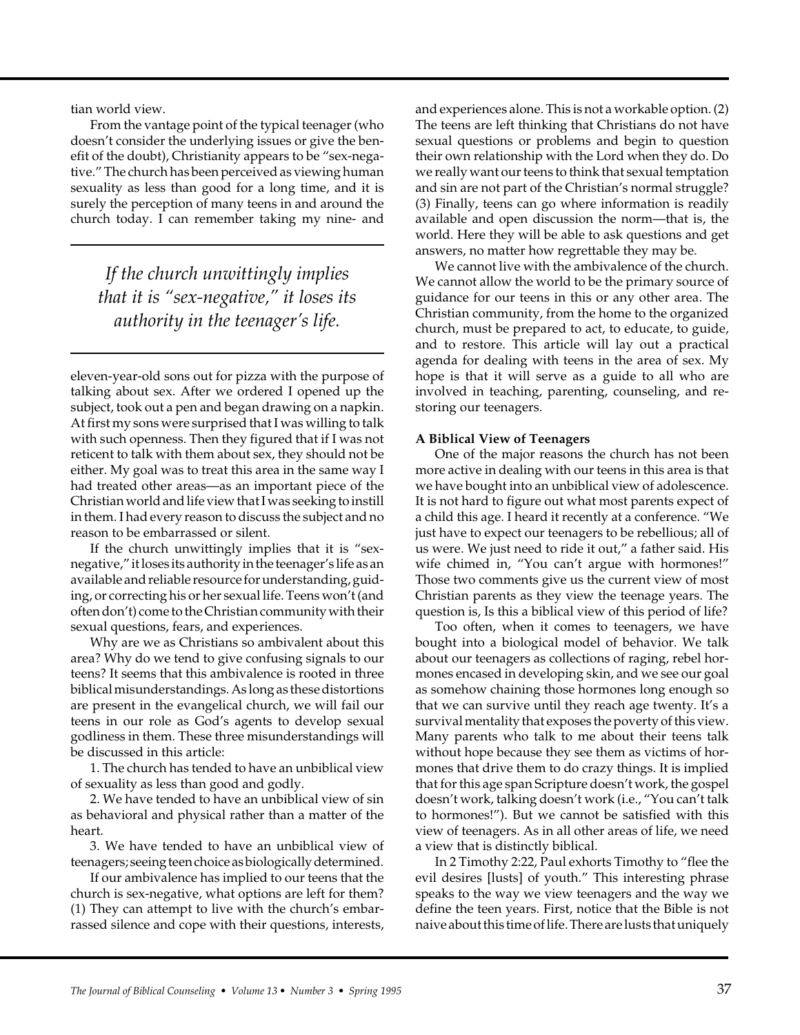tian world view.

From the vantage point of the typical teenager (who doesn't consider the underlying issues or give the benefit of the doubt), Christianity appears to be "sex-negative." The church has been perceived as viewing human sexuality as less than good for a long time, and it is surely the perception of many teens in and around the church today. I can remember taking my nine- and eleven-year-old sons out for pizza with the purpose of talking about sex. After we ordered I opened up the subject, took out a pen and began drawing on a napkin. At first my sons were surprised that I was willing to talk with such openness. Then they figured that if I was not reticent to talk with them about sex, they should not be either. My goal was to treat this area in the same way I had treated other areas—as an important piece of the Christian world and life view that I was seeking to instill in them. I had every reason to discuss the subject and no reason to be embarrassed or silent.

> *If the church unwittingly implies that it is "sex-negative," it loses its authority in the teenager's life.*

If the church unwittingly implies that it is "sex-negative," it loses its authority in the teenager's life as an available and reliable resource for understanding, guiding, or correcting his or her sexual life. Teens won't (and often don't) come to the Christian community with their sexual questions, fears, and experiences.

Why are we as Christians so ambivalent about this area? Why do we tend to give confusing signals to our teens? It seems that this ambivalence is rooted in three biblical misunderstandings. As long as these distortions are present in the evangelical church, we will fail our teens in our role as God's agents to develop sexual godliness in them. These three misunderstandings will be discussed in this article:

1. The church has tended to have an unbiblical view of sexuality as less than good and godly.

2. We have tended to have an unbiblical view of sin as behavioral and physical rather than a matter of the heart.

3. We have tended to have an unbiblical view of teenagers; seeing teen choice as biologically determined.

If our ambivalence has implied to our teens that the church is sex-negative, what options are left for them? (1) They can attempt to live with the church's embarrassed silence and cope with their questions, interests, and experiences alone. This is not a workable option. (2) The teens are left thinking that Christians do not have sexual questions or problems and begin to question their own relationship with the Lord when they do. Do we really want our teens to think that sexual temptation and sin are not part of the Christian's normal struggle? (3) Finally, teens can go where information is readily available and open discussion the norm—that is, the world. Here they will be able to ask questions and get answers, no matter how regrettable they may be.

We cannot live with the ambivalence of the church. We cannot allow the world to be the primary source of guidance for our teens in this or any other area. The Christian community, from the home to the organized church, must be prepared to act, to educate, to guide, and to restore. This article will lay out a practical agenda for dealing with teens in the area of sex. My hope is that it will serve as a guide to all who are involved in teaching, parenting, counseling, and restoring our teenagers.

**A Biblical View of Teenagers**

One of the major reasons the church has not been more active in dealing with our teens in this area is that we have bought into an unbiblical view of adolescence. It is not hard to figure out what most parents expect of a child this age. I heard it recently at a conference. "We just have to expect our teenagers to be rebellious; all of us were. We just need to ride it out," a father said. His wife chimed in, "You can't argue with hormones!" Those two comments give us the current view of most Christian parents as they view the teenage years. The question is, Is this a biblical view of this period of life?

Too often, when it comes to teenagers, we have bought into a biological model of behavior. We talk about our teenagers as collections of raging, rebel hormones encased in developing skin, and we see our goal as somehow chaining those hormones long enough so that we can survive until they reach age twenty. It's a survival mentality that exposes the poverty of this view. Many parents who talk to me about their teens talk without hope because they see them as victims of hormones that drive them to do crazy things. It is implied that for this age span Scripture doesn't work, the gospel doesn't work, talking doesn't work (i.e., "You can't talk to hormones!"). But we cannot be satisfied with this view of teenagers. As in all other areas of life, we need a view that is distinctly biblical.

In 2 Timothy 2:22, Paul exhorts Timothy to "flee the evil desires [lusts] of youth." This interesting phrase speaks to the way we view teenagers and the way we define the teen years. First, notice that the Bible is not naive about this time of life. There are lusts that uniquely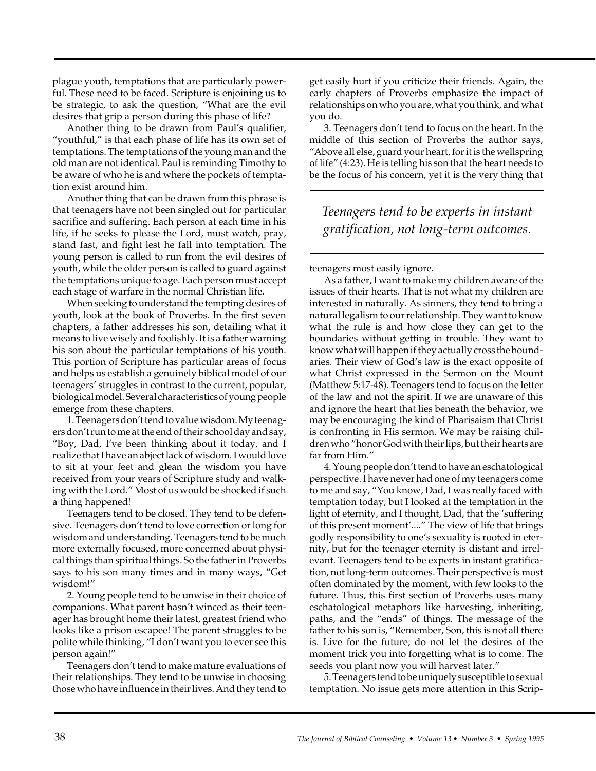plague youth, temptations that are particularly powerful. These need to be faced. Scripture is enjoining us to be strategic, to ask the question, "What are the evil desires that grip a person during this phase of life?

Another thing to be drawn from Paul's qualifier, "youthful," is that each phase of life has its own set of temptations. The temptations of the young man and the old man are not identical. Paul is reminding Timothy to be aware of who he is and where the pockets of temptation exist around him.

Another thing that can be drawn from this phrase is that teenagers have not been singled out for particular sacrifice and suffering. Each person at each time in his life, if he seeks to please the Lord, must watch, pray, stand fast, and fight lest he fall into temptation. The young person is called to run from the evil desires of youth, while the older person is called to guard against the temptations unique to age. Each person must accept each stage of warfare in the normal Christian life.

When seeking to understand the tempting desires of youth, look at the book of Proverbs. In the first seven chapters, a father addresses his son, detailing what it means to live wisely and foolishly. It is a father warning his son about the particular temptations of his youth. This portion of Scripture has particular areas of focus and helps us establish a genuinely biblical model of our teenagers' struggles in contrast to the current, popular, biological model. Several characteristics of young people emerge from these chapters.

1. Teenagers don't tend to value wisdom. My teenagers don't run to me at the end of their school day and say, "Boy, Dad, I've been thinking about it today, and I realize that I have an abject lack of wisdom. I would love to sit at your feet and glean the wisdom you have received from your years of Scripture study and walking with the Lord." Most of us would be shocked if such a thing happened!

Teenagers tend to be closed. They tend to be defensive. Teenagers don't tend to love correction or long for wisdom and understanding. Teenagers tend to be much more externally focused, more concerned about physical things than spiritual things. So the father in Proverbs says to his son many times and in many ways, "Get wisdom!"

2. Young people tend to be unwise in their choice of companions. What parent hasn't winced as their teenager has brought home their latest, greatest friend who looks like a prison escapee! The parent struggles to be polite while thinking, "I don't want you to ever see this person again!"

Teenagers don't tend to make mature evaluations of their relationships. They tend to be unwise in choosing those who have influence in their lives. And they tend to get easily hurt if you criticize their friends. Again, the early chapters of Proverbs emphasize the impact of relationships on who you are, what you think, and what you do.

3. Teenagers don't tend to focus on the heart. In the middle of this section of Proverbs the author says, "Above all else, guard your heart, for it is the wellspring of life" (4:23). He is telling his son that the heart needs to be the focus of his concern, yet it is the very thing that teenagers most easily ignore.

> *Teenagers tend to be experts in instant gratification, not long-term outcomes.*

As a father, I want to make my children aware of the issues of their hearts. That is not what my children are interested in naturally. As sinners, they tend to bring a natural legalism to our relationship. They want to know what the rule is and how close they can get to the boundaries without getting in trouble. They want to know what will happen if they actually cross the boundaries. Their view of God's law is the exact opposite of what Christ expressed in the Sermon on the Mount (Matthew 5:17-48). Teenagers tend to focus on the letter of the law and not the spirit. If we are unaware of this and ignore the heart that lies beneath the behavior, we may be encouraging the kind of Pharisaism that Christ is confronting in His sermon. We may be raising children who "honor God with their lips, but their hearts are far from Him."

4. Young people don't tend to have an eschatological perspective. I have never had one of my teenagers come to me and say, "You know, Dad, I was really faced with temptation today; but I looked at the temptation in the light of eternity, and I thought, Dad, that the 'suffering of this present moment'...." The view of life that brings godly responsibility to one's sexuality is rooted in eternity, but for the teenager eternity is distant and irrelevant. Teenagers tend to be experts in instant gratification, not long-term outcomes. Their perspective is most often dominated by the moment, with few looks to the future. Thus, this first section of Proverbs uses many eschatological metaphors like harvesting, inheriting, paths, and the "ends" of things. The message of the father to his son is, "Remember, Son, this is not all there is. Live for the future; do not let the desires of the moment trick you into forgetting what is to come. The seeds you plant now you will harvest later."

5. Teenagers tend to be uniquely susceptible to sexual temptation. No issue gets more attention in this Scrip-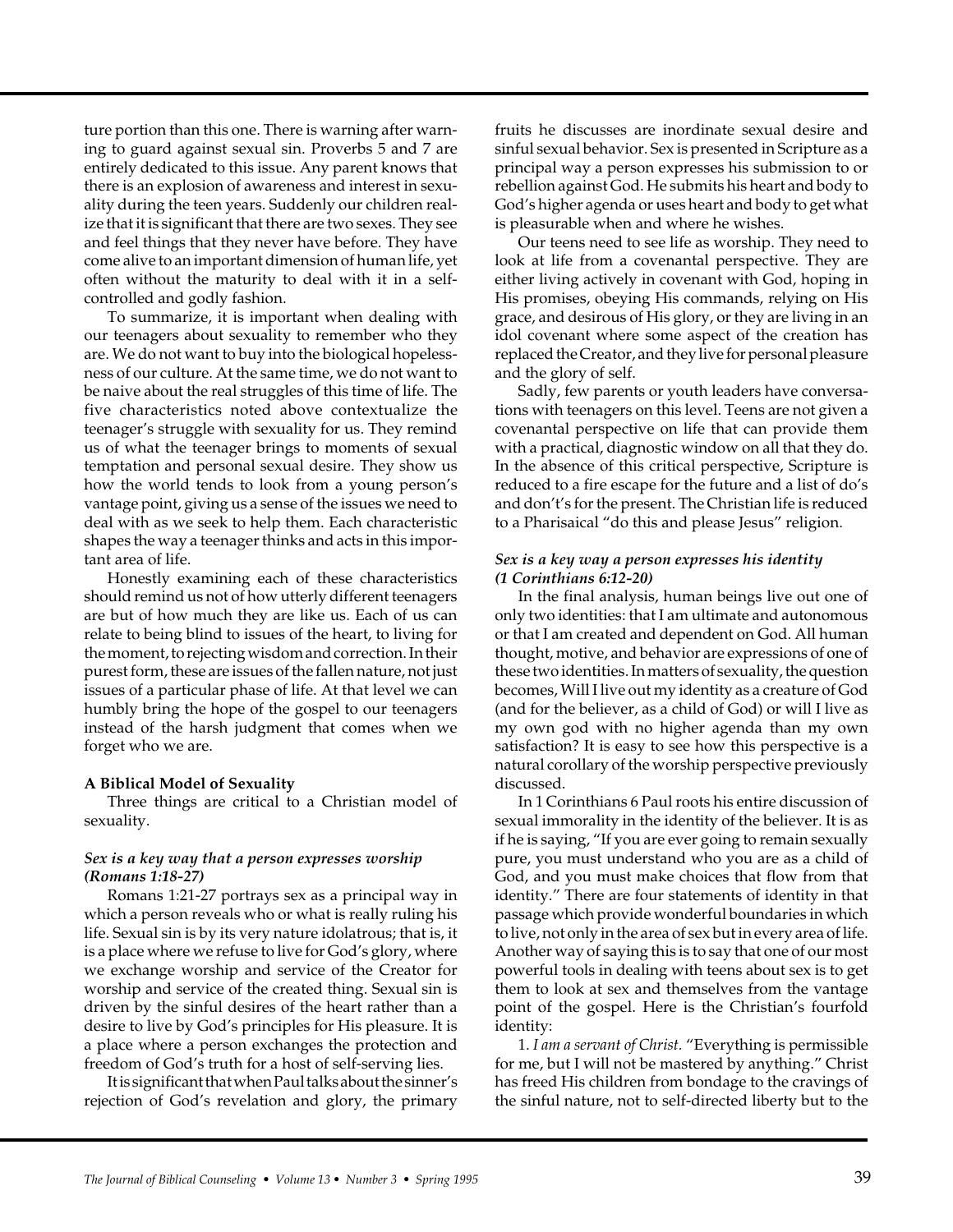ture portion than this one. There is warning after warning to guard against sexual sin. Proverbs 5 and 7 are entirely dedicated to this issue. Any parent knows that there is an explosion of awareness and interest in sexuality during the teen years. Suddenly our children realize that it is significant that there are two sexes. They see and feel things that they never have before. They have come alive to an important dimension of human life, yet often without the maturity to deal with it in a self-controlled and godly fashion.

To summarize, it is important when dealing with our teenagers about sexuality to remember who they are. We do not want to buy into the biological hopelessness of our culture. At the same time, we do not want to be naive about the real struggles of this time of life. The five characteristics noted above contextualize the teenager's struggle with sexuality for us. They remind us of what the teenager brings to moments of sexual temptation and personal sexual desire. They show us how the world tends to look from a young person's vantage point, giving us a sense of the issues we need to deal with as we seek to help them. Each characteristic shapes the way a teenager thinks and acts in this important area of life.

Honestly examining each of these characteristics should remind us not of how utterly different teenagers are but of how much they are like us. Each of us can relate to being blind to issues of the heart, to living for the moment, to rejecting wisdom and correction. In their purest form, these are issues of the fallen nature, not just issues of a particular phase of life. At that level we can humbly bring the hope of the gospel to our teenagers instead of the harsh judgment that comes when we forget who we are.

**A Biblical Model of Sexuality**

Three things are critical to a Christian model of sexuality.

***Sex is a key way that a person expresses worship (Romans 1:18-27)***

Romans 1:21-27 portrays sex as a principal way in which a person reveals who or what is really ruling his life. Sexual sin is by its very nature idolatrous; that is, it is a place where we refuse to live for God's glory, where we exchange worship and service of the Creator for worship and service of the created thing. Sexual sin is driven by the sinful desires of the heart rather than a desire to live by God's principles for His pleasure. It is a place where a person exchanges the protection and freedom of God's truth for a host of self-serving lies.

It is significant that when Paul talks about the sinner's rejection of God's revelation and glory, the primary fruits he discusses are inordinate sexual desire and sinful sexual behavior. Sex is presented in Scripture as a principal way a person expresses his submission to or rebellion against God. He submits his heart and body to God's higher agenda or uses heart and body to get what is pleasurable when and where he wishes.

Our teens need to see life as worship. They need to look at life from a covenantal perspective. They are either living actively in covenant with God, hoping in His promises, obeying His commands, relying on His grace, and desirous of His glory, or they are living in an idol covenant where some aspect of the creation has replaced the Creator, and they live for personal pleasure and the glory of self.

Sadly, few parents or youth leaders have conversations with teenagers on this level. Teens are not given a covenantal perspective on life that can provide them with a practical, diagnostic window on all that they do. In the absence of this critical perspective, Scripture is reduced to a fire escape for the future and a list of do's and don't's for the present. The Christian life is reduced to a Pharisaical "do this and please Jesus" religion.

***Sex is a key way a person expresses his identity (1 Corinthians 6:12-20)***

In the final analysis, human beings live out one of only two identities: that I am ultimate and autonomous or that I am created and dependent on God. All human thought, motive, and behavior are expressions of one of these two identities. In matters of sexuality, the question becomes, Will I live out my identity as a creature of God (and for the believer, as a child of God) or will I live as my own god with no higher agenda than my own satisfaction? It is easy to see how this perspective is a natural corollary of the worship perspective previously discussed.

In 1 Corinthians 6 Paul roots his entire discussion of sexual immorality in the identity of the believer. It is as if he is saying, "If you are ever going to remain sexually pure, you must understand who you are as a child of God, and you must make choices that flow from that identity." There are four statements of identity in that passage which provide wonderful boundaries in which to live, not only in the area of sex but in every area of life. Another way of saying this is to say that one of our most powerful tools in dealing with teens about sex is to get them to look at sex and themselves from the vantage point of the gospel. Here is the Christian's fourfold identity:

1. *I am a servant of Christ.* "Everything is permissible for me, but I will not be mastered by anything." Christ has freed His children from bondage to the cravings of the sinful nature, not to self-directed liberty but to the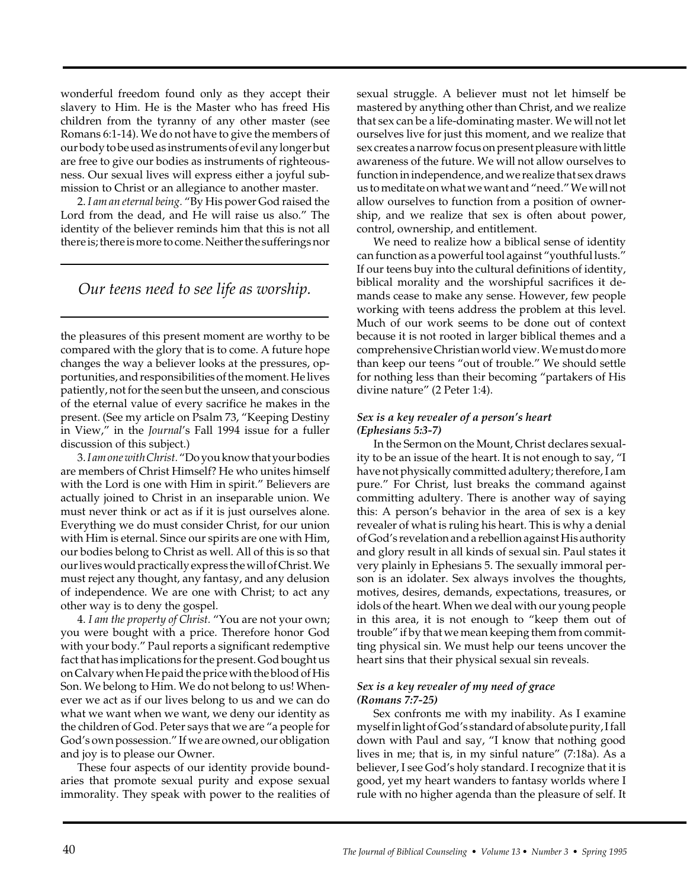wonderful freedom found only as they accept their slavery to Him. He is the Master who has freed His children from the tyranny of any other master (see Romans 6:1-14). We do not have to give the members of our body to be used as instruments of evil any longer but are free to give our bodies as instruments of righteousness. Our sexual lives will express either a joyful submission to Christ or an allegiance to another master.

2. *I am an eternal being.* "By His power God raised the Lord from the dead, and He will raise us also." The identity of the believer reminds him that this is not all there is; there is more to come. Neither the sufferings nor the pleasures of this present moment are worthy to be compared with the glory that is to come. A future hope changes the way a believer looks at the pressures, opportunities, and responsibilities of the moment. He lives patiently, not for the seen but the unseen, and conscious of the eternal value of every sacrifice he makes in the present. (See my article on Psalm 73, "Keeping Destiny in View," in the *Journal*'s Fall 1994 issue for a fuller discussion of this subject.)

*Our teens need to see life as worship.*

3. *I am one with Christ.* "Do you know that your bodies are members of Christ Himself? He who unites himself with the Lord is one with Him in spirit." Believers are actually joined to Christ in an inseparable union. We must never think or act as if it is just ourselves alone. Everything we do must consider Christ, for our union with Him is eternal. Since our spirits are one with Him, our bodies belong to Christ as well. All of this is so that our lives would practically express the will of Christ. We must reject any thought, any fantasy, and any delusion of independence. We are one with Christ; to act any other way is to deny the gospel.

4. *I am the property of Christ.* "You are not your own; you were bought with a price. Therefore honor God with your body." Paul reports a significant redemptive fact that has implications for the present. God bought us on Calvary when He paid the price with the blood of His Son. We belong to Him. We do not belong to us! Whenever we act as if our lives belong to us and we can do what we want when we want, we deny our identity as the children of God. Peter says that we are "a people for God's own possession." If we are owned, our obligation and joy is to please our Owner.

These four aspects of our identity provide boundaries that promote sexual purity and expose sexual immorality. They speak with power to the realities of sexual struggle. A believer must not let himself be mastered by anything other than Christ, and we realize that sex can be a life-dominating master. We will not let ourselves live for just this moment, and we realize that sex creates a narrow focus on present pleasure with little awareness of the future. We will not allow ourselves to function in independence, and we realize that sex draws us to meditate on what we want and "need." We will not allow ourselves to function from a position of ownership, and we realize that sex is often about power, control, ownership, and entitlement.

We need to realize how a biblical sense of identity can function as a powerful tool against "youthful lusts." If our teens buy into the cultural definitions of identity, biblical morality and the worshipful sacrifices it demands cease to make any sense. However, few people working with teens address the problem at this level. Much of our work seems to be done out of context because it is not rooted in larger biblical themes and a comprehensive Christian world view. We must do more than keep our teens "out of trouble." We should settle for nothing less than their becoming "partakers of His divine nature" (2 Peter 1:4).

#### *Sex is a key revealer of a person's heart (Ephesians 5:3-7)*

In the Sermon on the Mount, Christ declares sexuality to be an issue of the heart. It is not enough to say, "I have not physically committed adultery; therefore, I am pure." For Christ, lust breaks the command against committing adultery. There is another way of saying this: A person's behavior in the area of sex is a key revealer of what is ruling his heart. This is why a denial of God's revelation and a rebellion against His authority and glory result in all kinds of sexual sin. Paul states it very plainly in Ephesians 5. The sexually immoral person is an idolater. Sex always involves the thoughts, motives, desires, demands, expectations, treasures, or idols of the heart. When we deal with our young people in this area, it is not enough to "keep them out of trouble" if by that we mean keeping them from committing physical sin. We must help our teens uncover the heart sins that their physical sexual sin reveals.

#### *Sex is a key revealer of my need of grace (Romans 7:7-25)*

Sex confronts me with my inability. As I examine myself in light of God's standard of absolute purity, I fall down with Paul and say, "I know that nothing good lives in me; that is, in my sinful nature" (7:18a). As a believer, I see God's holy standard. I recognize that it is good, yet my heart wanders to fantasy worlds where I rule with no higher agenda than the pleasure of self. It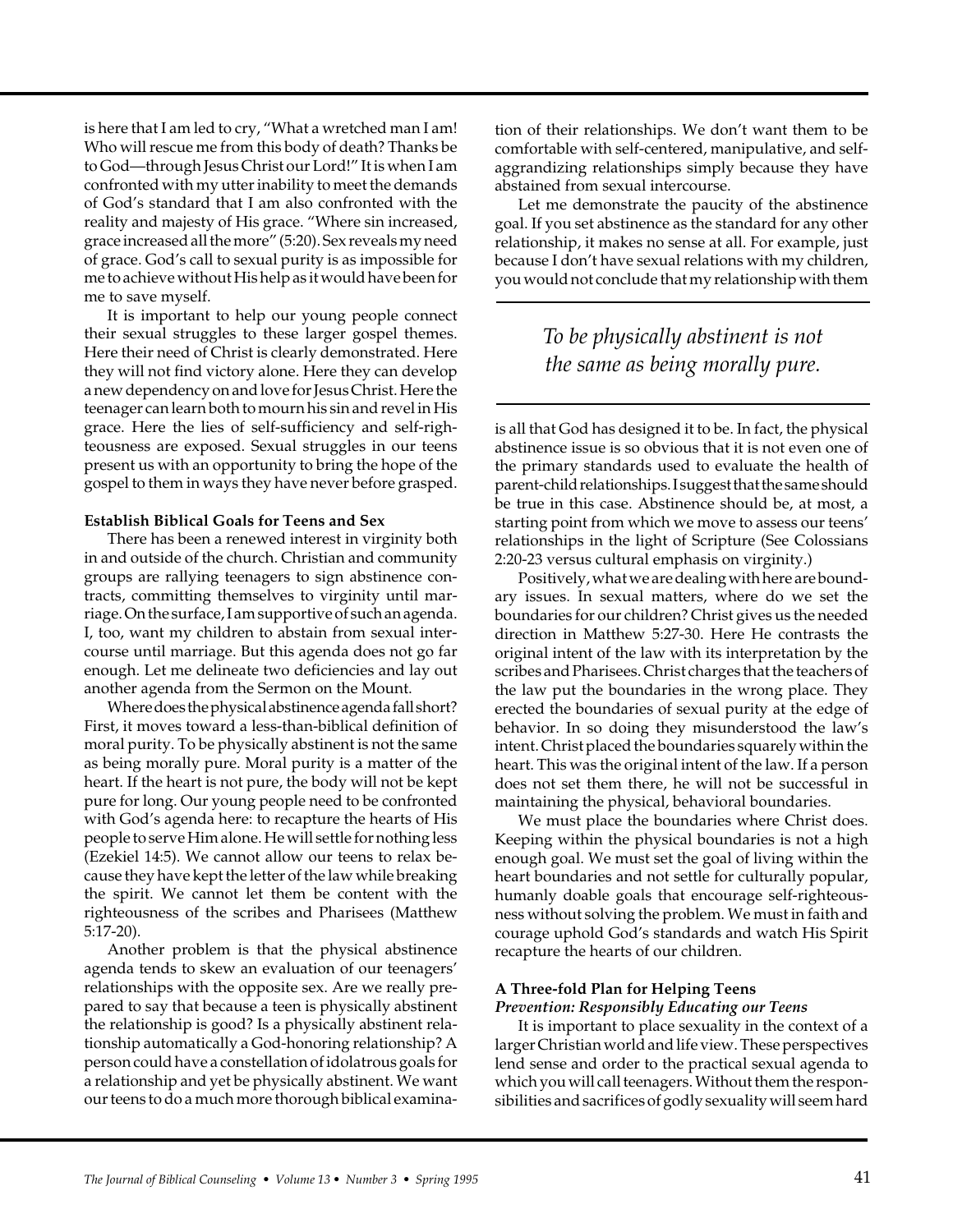is here that I am led to cry, "What a wretched man I am! Who will rescue me from this body of death? Thanks be to God—through Jesus Christ our Lord!" It is when I am confronted with my utter inability to meet the demands of God's standard that I am also confronted with the reality and majesty of His grace. "Where sin increased, grace increased all the more" (5:20). Sex reveals my need of grace. God's call to sexual purity is as impossible for me to achieve without His help as it would have been for me to save myself.

It is important to help our young people connect their sexual struggles to these larger gospel themes. Here their need of Christ is clearly demonstrated. Here they will not find victory alone. Here they can develop a new dependency on and love for Jesus Christ. Here the teenager can learn both to mourn his sin and revel in His grace. Here the lies of self-sufficiency and self-righteousness are exposed. Sexual struggles in our teens present us with an opportunity to bring the hope of the gospel to them in ways they have never before grasped.

**Establish Biblical Goals for Teens and Sex**

There has been a renewed interest in virginity both in and outside of the church. Christian and community groups are rallying teenagers to sign abstinence contracts, committing themselves to virginity until marriage. On the surface, I am supportive of such an agenda. I, too, want my children to abstain from sexual intercourse until marriage. But this agenda does not go far enough. Let me delineate two deficiencies and lay out another agenda from the Sermon on the Mount.

Where does the physical abstinence agenda fall short? First, it moves toward a less-than-biblical definition of moral purity. To be physically abstinent is not the same as being morally pure. Moral purity is a matter of the heart. If the heart is not pure, the body will not be kept pure for long. Our young people need to be confronted with God's agenda here: to recapture the hearts of His people to serve Him alone. He will settle for nothing less (Ezekiel 14:5). We cannot allow our teens to relax because they have kept the letter of the law while breaking the spirit. We cannot let them be content with the righteousness of the scribes and Pharisees (Matthew 5:17-20).

Another problem is that the physical abstinence agenda tends to skew an evaluation of our teenagers' relationships with the opposite sex. Are we really prepared to say that because a teen is physically abstinent the relationship is good? Is a physically abstinent relationship automatically a God-honoring relationship? A person could have a constellation of idolatrous goals for a relationship and yet be physically abstinent. We want our teens to do a much more thorough biblical examination of their relationships. We don't want them to be comfortable with self-centered, manipulative, and self-aggrandizing relationships simply because they have abstained from sexual intercourse.

Let me demonstrate the paucity of the abstinence goal. If you set abstinence as the standard for any other relationship, it makes no sense at all. For example, just because I don't have sexual relations with my children, you would not conclude that my relationship with them is all that God has designed it to be. In fact, the physical abstinence issue is so obvious that it is not even one of the primary standards used to evaluate the health of parent-child relationships. I suggest that the same should be true in this case. Abstinence should be, at most, a starting point from which we move to assess our teens' relationships in the light of Scripture (See Colossians 2:20-23 versus cultural emphasis on virginity.)

> *To be physically abstinent is not the same as being morally pure.*

Positively, what we are dealing with here are boundary issues. In sexual matters, where do we set the boundaries for our children? Christ gives us the needed direction in Matthew 5:27-30. Here He contrasts the original intent of the law with its interpretation by the scribes and Pharisees. Christ charges that the teachers of the law put the boundaries in the wrong place. They erected the boundaries of sexual purity at the edge of behavior. In so doing they misunderstood the law's intent. Christ placed the boundaries squarely within the heart. This was the original intent of the law. If a person does not set them there, he will not be successful in maintaining the physical, behavioral boundaries.

We must place the boundaries where Christ does. Keeping within the physical boundaries is not a high enough goal. We must set the goal of living within the heart boundaries and not settle for culturally popular, humanly doable goals that encourage self-righteousness without solving the problem. We must in faith and courage uphold God's standards and watch His Spirit recapture the hearts of our children.

**A Three-fold Plan for Helping Teens**

***Prevention: Responsibly Educating our Teens***

It is important to place sexuality in the context of a larger Christian world and life view. These perspectives lend sense and order to the practical sexual agenda to which you will call teenagers. Without them the responsibilities and sacrifices of godly sexuality will seem hard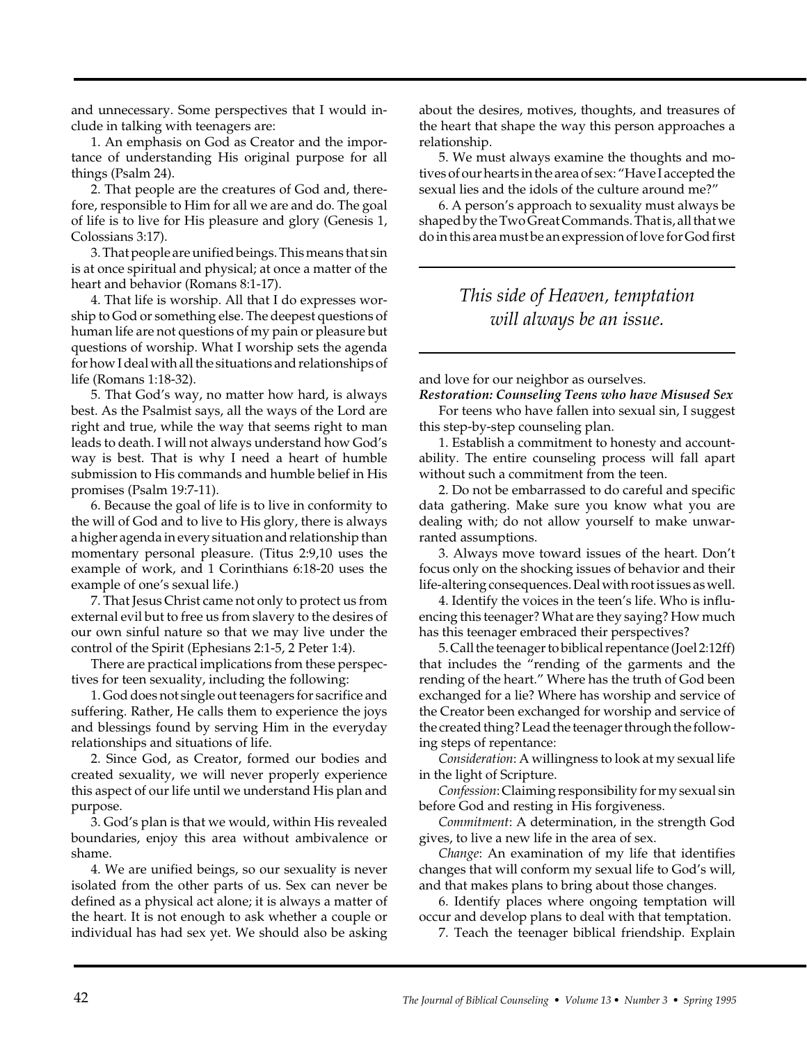and unnecessary. Some perspectives that I would include in talking with teenagers are:

1. An emphasis on God as Creator and the importance of understanding His original purpose for all things (Psalm 24).

2. That people are the creatures of God and, therefore, responsible to Him for all we are and do. The goal of life is to live for His pleasure and glory (Genesis 1, Colossians 3:17).

3. That people are unified beings. This means that sin is at once spiritual and physical; at once a matter of the heart and behavior (Romans 8:1-17).

4. That life is worship. All that I do expresses worship to God or something else. The deepest questions of human life are not questions of my pain or pleasure but questions of worship. What I worship sets the agenda for how I deal with all the situations and relationships of life (Romans 1:18-32).

5. That God's way, no matter how hard, is always best. As the Psalmist says, all the ways of the Lord are right and true, while the way that seems right to man leads to death. I will not always understand how God's way is best. That is why I need a heart of humble submission to His commands and humble belief in His promises (Psalm 19:7-11).

6. Because the goal of life is to live in conformity to the will of God and to live to His glory, there is always a higher agenda in every situation and relationship than momentary personal pleasure. (Titus 2:9,10 uses the example of work, and 1 Corinthians 6:18-20 uses the example of one's sexual life.)

7. That Jesus Christ came not only to protect us from external evil but to free us from slavery to the desires of our own sinful nature so that we may live under the control of the Spirit (Ephesians 2:1-5, 2 Peter 1:4).

There are practical implications from these perspectives for teen sexuality, including the following:

1. God does not single out teenagers for sacrifice and suffering. Rather, He calls them to experience the joys and blessings found by serving Him in the everyday relationships and situations of life.

2. Since God, as Creator, formed our bodies and created sexuality, we will never properly experience this aspect of our life until we understand His plan and purpose.

3. God's plan is that we would, within His revealed boundaries, enjoy this area without ambivalence or shame.

4. We are unified beings, so our sexuality is never isolated from the other parts of us. Sex can never be defined as a physical act alone; it is always a matter of the heart. It is not enough to ask whether a couple or individual has had sex yet. We should also be asking about the desires, motives, thoughts, and treasures of the heart that shape the way this person approaches a relationship.

5. We must always examine the thoughts and motives of our hearts in the area of sex: "Have I accepted the sexual lies and the idols of the culture around me?"

6. A person's approach to sexuality must always be shaped by the Two Great Commands. That is, all that we do in this area must be an expression of love for God first and love for our neighbor as ourselves.

*This side of Heaven, temptation will always be an issue.*

***Restoration: Counseling Teens who have Misused Sex***

For teens who have fallen into sexual sin, I suggest this step-by-step counseling plan.

1. Establish a commitment to honesty and accountability. The entire counseling process will fall apart without such a commitment from the teen.

2. Do not be embarrassed to do careful and specific data gathering. Make sure you know what you are dealing with; do not allow yourself to make unwarranted assumptions.

3. Always move toward issues of the heart. Don't focus only on the shocking issues of behavior and their life-altering consequences. Deal with root issues as well.

4. Identify the voices in the teen's life. Who is influencing this teenager? What are they saying? How much has this teenager embraced their perspectives?

5. Call the teenager to biblical repentance (Joel 2:12ff) that includes the "rending of the garments and the rending of the heart." Where has the truth of God been exchanged for a lie? Where has worship and service of the Creator been exchanged for worship and service of the created thing? Lead the teenager through the following steps of repentance:

*Consideration*: A willingness to look at my sexual life in the light of Scripture.

*Confession*: Claiming responsibility for my sexual sin before God and resting in His forgiveness.

*Commitment*: A determination, in the strength God gives, to live a new life in the area of sex.

*Change*: An examination of my life that identifies changes that will conform my sexual life to God's will, and that makes plans to bring about those changes.

6. Identify places where ongoing temptation will occur and develop plans to deal with that temptation.

7. Teach the teenager biblical friendship. Explain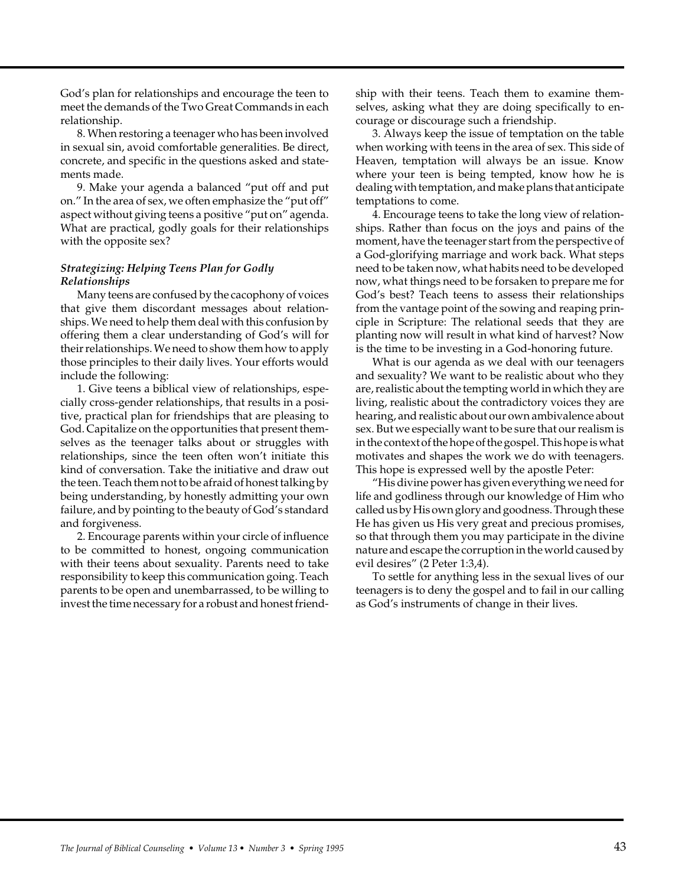God's plan for relationships and encourage the teen to meet the demands of the Two Great Commands in each relationship.

8. When restoring a teenager who has been involved in sexual sin, avoid comfortable generalities. Be direct, concrete, and specific in the questions asked and statements made.

9. Make your agenda a balanced "put off and put on." In the area of sex, we often emphasize the "put off" aspect without giving teens a positive "put on" agenda. What are practical, godly goals for their relationships with the opposite sex?

***Strategizing: Helping Teens Plan for Godly Relationships***

Many teens are confused by the cacophony of voices that give them discordant messages about relationships. We need to help them deal with this confusion by offering them a clear understanding of God's will for their relationships. We need to show them how to apply those principles to their daily lives. Your efforts would include the following:

1. Give teens a biblical view of relationships, especially cross-gender relationships, that results in a positive, practical plan for friendships that are pleasing to God. Capitalize on the opportunities that present themselves as the teenager talks about or struggles with relationships, since the teen often won't initiate this kind of conversation. Take the initiative and draw out the teen. Teach them not to be afraid of honest talking by being understanding, by honestly admitting your own failure, and by pointing to the beauty of God's standard and forgiveness.

2. Encourage parents within your circle of influence to be committed to honest, ongoing communication with their teens about sexuality. Parents need to take responsibility to keep this communication going. Teach parents to be open and unembarrassed, to be willing to invest the time necessary for a robust and honest friendship with their teens. Teach them to examine themselves, asking what they are doing specifically to encourage or discourage such a friendship.

3. Always keep the issue of temptation on the table when working with teens in the area of sex. This side of Heaven, temptation will always be an issue. Know where your teen is being tempted, know how he is dealing with temptation, and make plans that anticipate temptations to come.

4. Encourage teens to take the long view of relationships. Rather than focus on the joys and pains of the moment, have the teenager start from the perspective of a God-glorifying marriage and work back. What steps need to be taken now, what habits need to be developed now, what things need to be forsaken to prepare me for God's best? Teach teens to assess their relationships from the vantage point of the sowing and reaping principle in Scripture: The relational seeds that they are planting now will result in what kind of harvest? Now is the time to be investing in a God-honoring future.

What is our agenda as we deal with our teenagers and sexuality? We want to be realistic about who they are, realistic about the tempting world in which they are living, realistic about the contradictory voices they are hearing, and realistic about our own ambivalence about sex. But we especially want to be sure that our realism is in the context of the hope of the gospel. This hope is what motivates and shapes the work we do with teenagers. This hope is expressed well by the apostle Peter:

"His divine power has given everything we need for life and godliness through our knowledge of Him who called us by His own glory and goodness. Through these He has given us His very great and precious promises, so that through them you may participate in the divine nature and escape the corruption in the world caused by evil desires" (2 Peter 1:3,4).

To settle for anything less in the sexual lives of our teenagers is to deny the gospel and to fail in our calling as God's instruments of change in their lives.